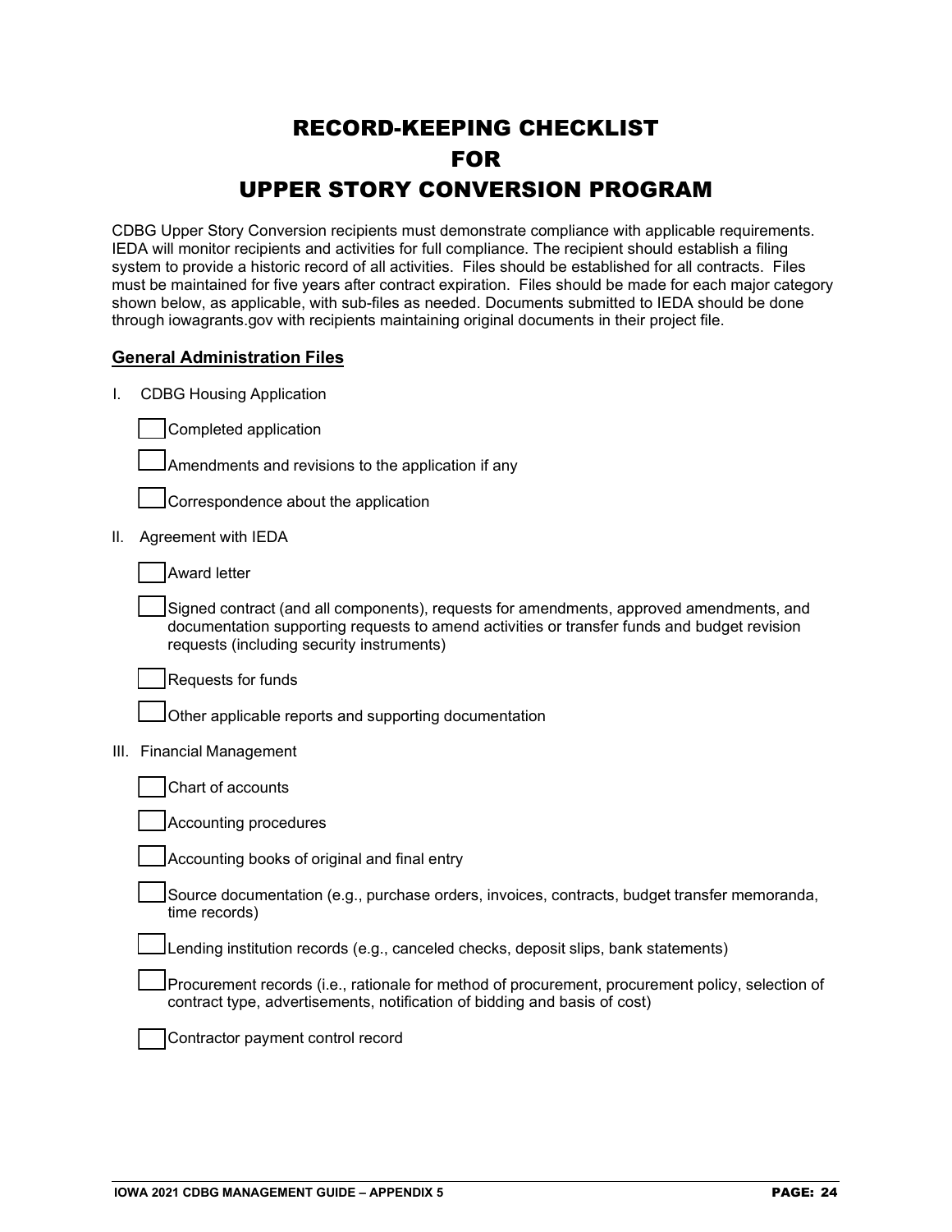# RECORD-KEEPING CHECKLIST
# FOR
# UPPER STORY CONVERSION PROGRAM

CDBG Upper Story Conversion recipients must demonstrate compliance with applicable requirements. IEDA will monitor recipients and activities for full compliance. The recipient should establish a filing system to provide a historic record of all activities. Files should be established for all contracts. Files must be maintained for five years after contract expiration. Files should be made for each major category shown below, as applicable, with sub-files as needed. Documents submitted to IEDA should be done through iowagrants.gov with recipients maintaining original documents in their project file.

## General Administration Files

I. CDBG Housing Application

- [ ] Completed application
- [ ] Amendments and revisions to the application if any
- [ ] Correspondence about the application

II. Agreement with IEDA

- [ ] Award letter
- [ ] Signed contract (and all components), requests for amendments, approved amendments, and documentation supporting requests to amend activities or transfer funds and budget revision requests (including security instruments)
- [ ] Requests for funds
- [ ] Other applicable reports and supporting documentation

III. Financial Management

- [ ] Chart of accounts
- [ ] Accounting procedures
- [ ] Accounting books of original and final entry
- [ ] Source documentation (e.g., purchase orders, invoices, contracts, budget transfer memoranda, time records)
- [ ] Lending institution records (e.g., canceled checks, deposit slips, bank statements)
- [ ] Procurement records (i.e., rationale for method of procurement, procurement policy, selection of contract type, advertisements, notification of bidding and basis of cost)
- [ ] Contractor payment control record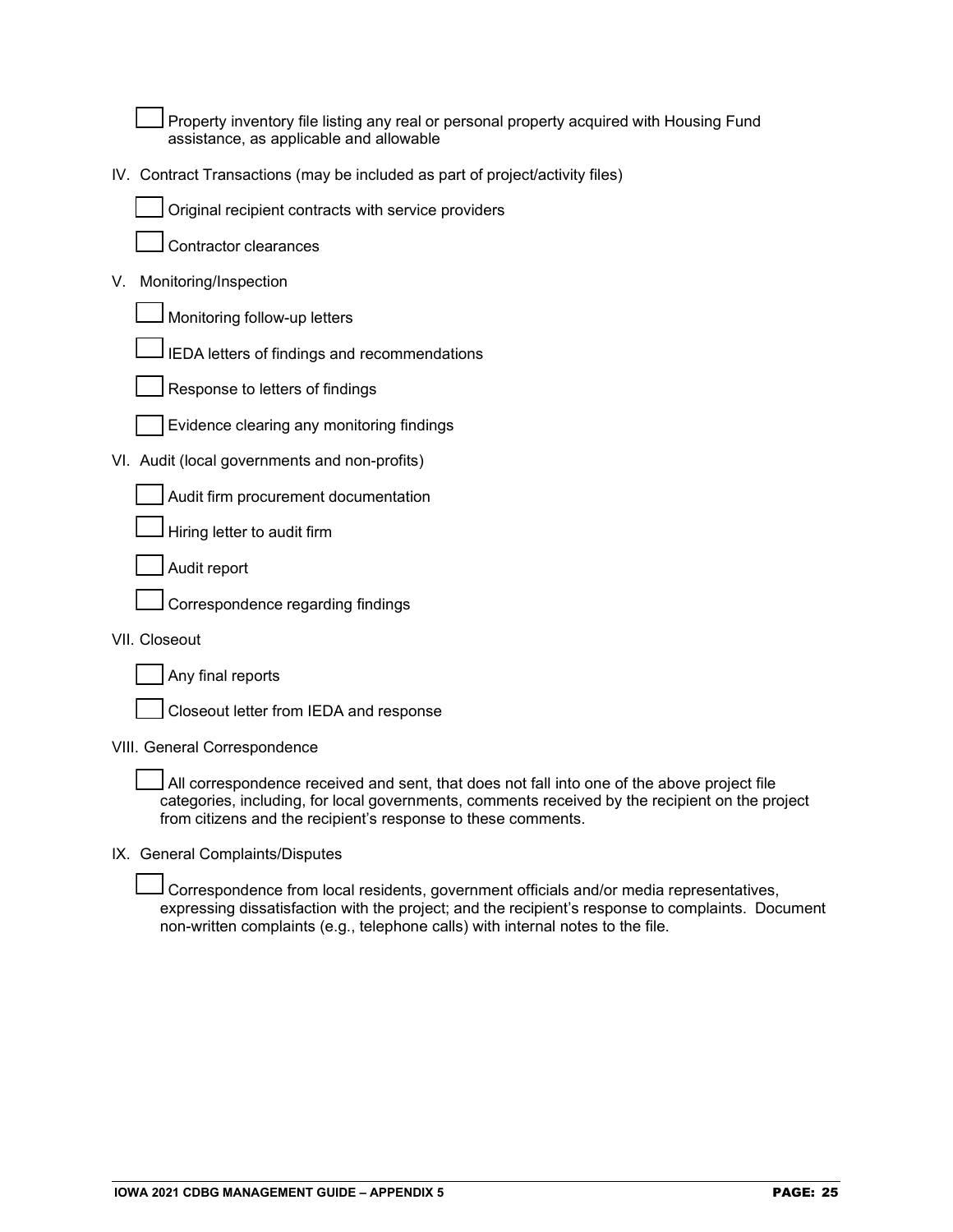- [ ] Property inventory file listing any real or personal property acquired with Housing Fund assistance, as applicable and allowable

IV. Contract Transactions (may be included as part of project/activity files)

- [ ] Original recipient contracts with service providers
- [ ] Contractor clearances

V. Monitoring/Inspection

- [ ] Monitoring follow-up letters
- [ ] IEDA letters of findings and recommendations
- [ ] Response to letters of findings
- [ ] Evidence clearing any monitoring findings

VI. Audit (local governments and non-profits)

- [ ] Audit firm procurement documentation
- [ ] Hiring letter to audit firm
- [ ] Audit report
- [ ] Correspondence regarding findings

VII. Closeout

- [ ] Any final reports
- [ ] Closeout letter from IEDA and response

VIII. General Correspondence

- [ ] All correspondence received and sent, that does not fall into one of the above project file categories, including, for local governments, comments received by the recipient on the project from citizens and the recipient's response to these comments.

IX. General Complaints/Disputes

- [ ] Correspondence from local residents, government officials and/or media representatives, expressing dissatisfaction with the project; and the recipient's response to complaints. Document non-written complaints (e.g., telephone calls) with internal notes to the file.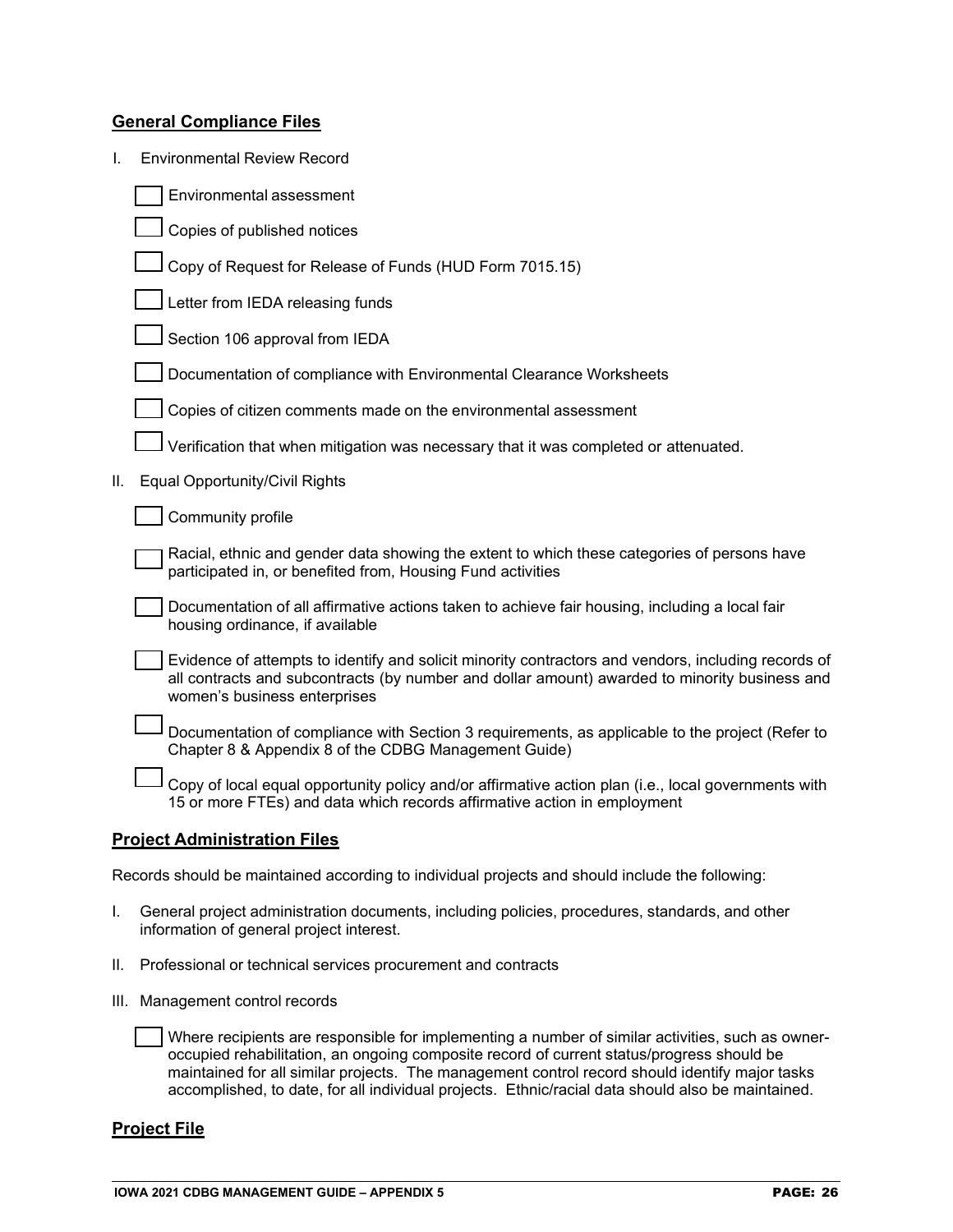## General Compliance Files

I. Environmental Review Record

- [ ] Environmental assessment
- [ ] Copies of published notices
- [ ] Copy of Request for Release of Funds (HUD Form 7015.15)
- [ ] Letter from IEDA releasing funds
- [ ] Section 106 approval from IEDA
- [ ] Documentation of compliance with Environmental Clearance Worksheets
- [ ] Copies of citizen comments made on the environmental assessment
- [ ] Verification that when mitigation was necessary that it was completed or attenuated.

II. Equal Opportunity/Civil Rights

- [ ] Community profile
- [ ] Racial, ethnic and gender data showing the extent to which these categories of persons have participated in, or benefited from, Housing Fund activities
- [ ] Documentation of all affirmative actions taken to achieve fair housing, including a local fair housing ordinance, if available
- [ ] Evidence of attempts to identify and solicit minority contractors and vendors, including records of all contracts and subcontracts (by number and dollar amount) awarded to minority business and women's business enterprises
- [ ] Documentation of compliance with Section 3 requirements, as applicable to the project (Refer to Chapter 8 & Appendix 8 of the CDBG Management Guide)
- [ ] Copy of local equal opportunity policy and/or affirmative action plan (i.e., local governments with 15 or more FTEs) and data which records affirmative action in employment

## Project Administration Files

Records should be maintained according to individual projects and should include the following:

I. General project administration documents, including policies, procedures, standards, and other information of general project interest.

II. Professional or technical services procurement and contracts

III. Management control records

- [ ] Where recipients are responsible for implementing a number of similar activities, such as owner-occupied rehabilitation, an ongoing composite record of current status/progress should be maintained for all similar projects. The management control record should identify major tasks accomplished, to date, for all individual projects. Ethnic/racial data should also be maintained.

## Project File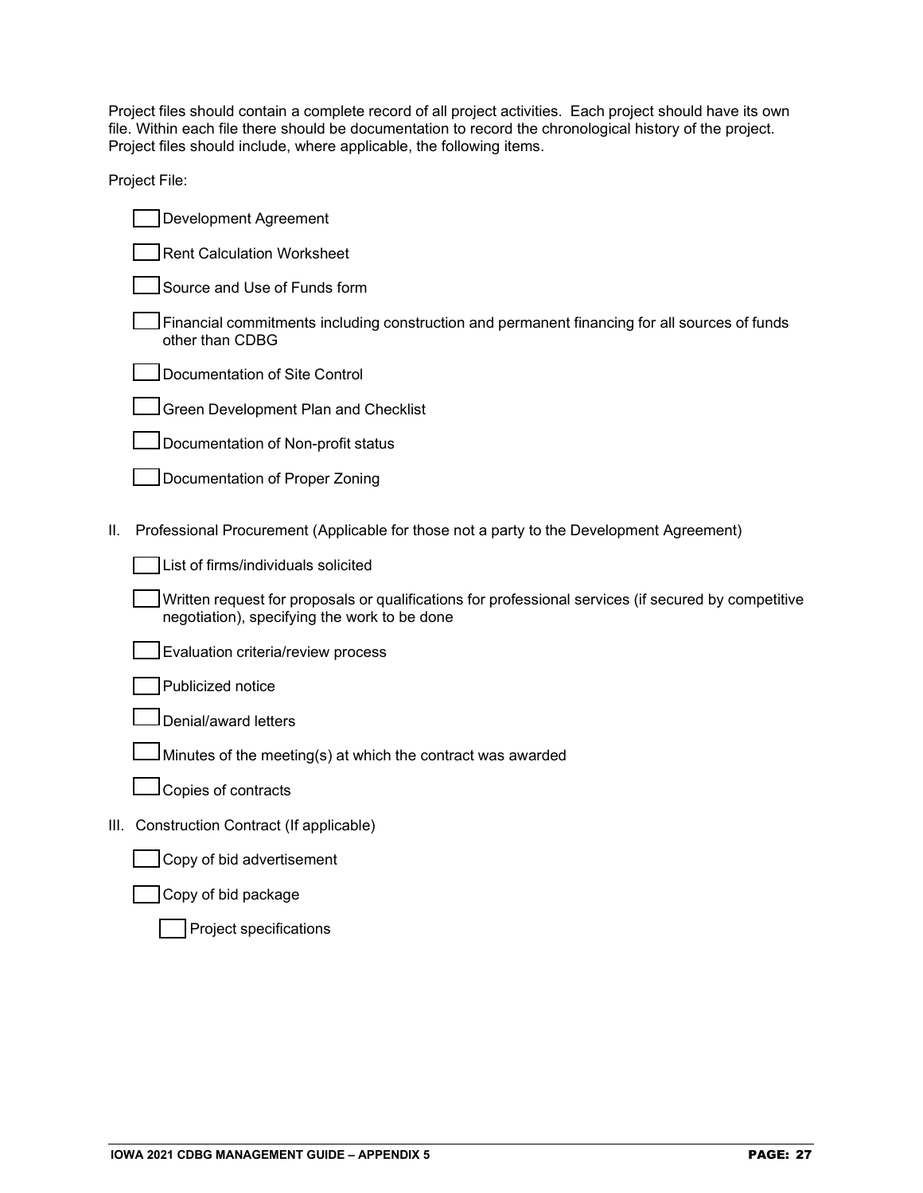Project files should contain a complete record of all project activities. Each project should have its own file. Within each file there should be documentation to record the chronological history of the project. Project files should include, where applicable, the following items.

Project File:

- [ ] Development Agreement
- [ ] Rent Calculation Worksheet
- [ ] Source and Use of Funds form
- [ ] Financial commitments including construction and permanent financing for all sources of funds other than CDBG
- [ ] Documentation of Site Control
- [ ] Green Development Plan and Checklist
- [ ] Documentation of Non-profit status
- [ ] Documentation of Proper Zoning

II. Professional Procurement (Applicable for those not a party to the Development Agreement)

- [ ] List of firms/individuals solicited
- [ ] Written request for proposals or qualifications for professional services (if secured by competitive negotiation), specifying the work to be done
- [ ] Evaluation criteria/review process
- [ ] Publicized notice
- [ ] Denial/award letters
- [ ] Minutes of the meeting(s) at which the contract was awarded
- [ ] Copies of contracts

III. Construction Contract (If applicable)

- [ ] Copy of bid advertisement
- [ ] Copy of bid package
    - [ ] Project specifications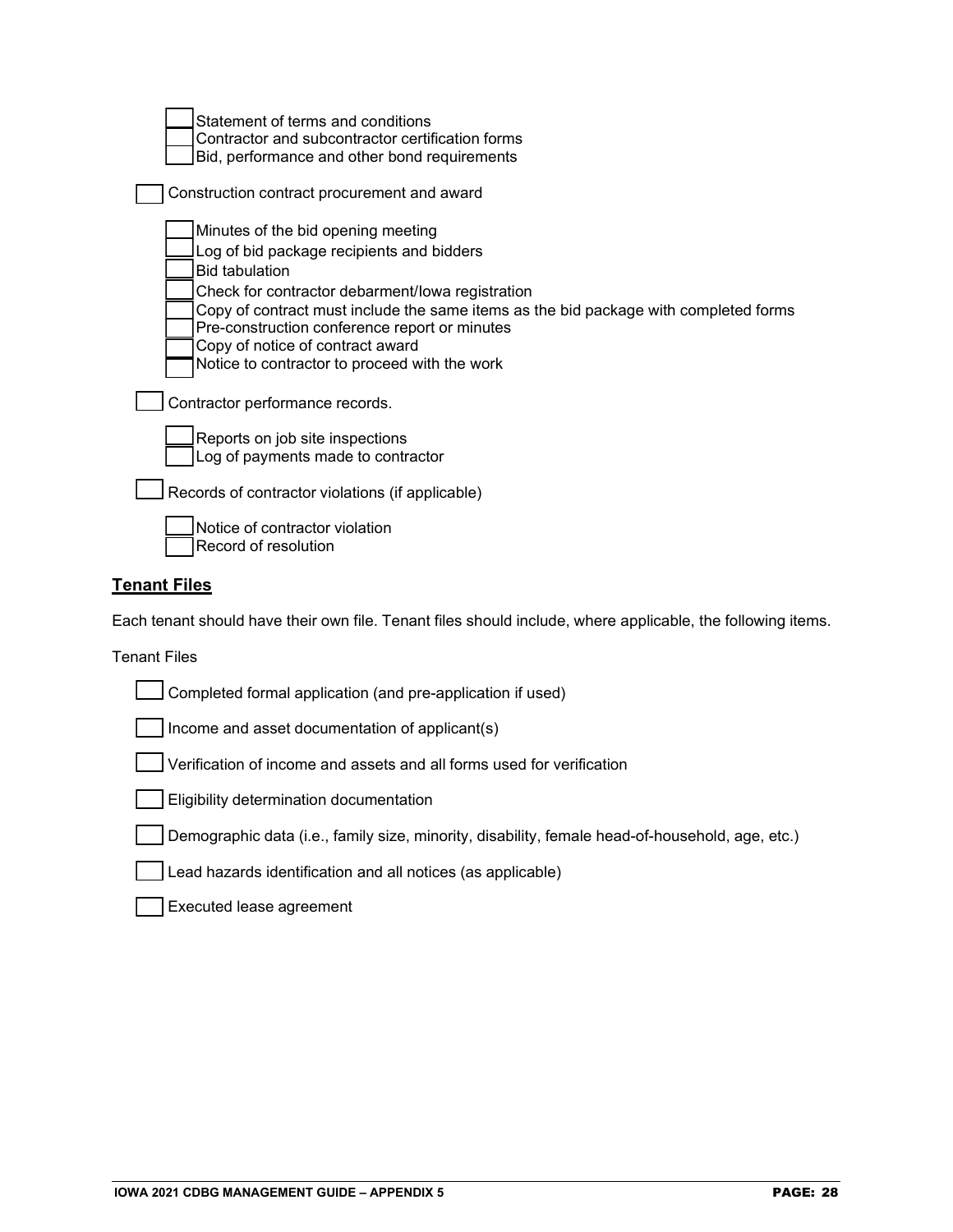- [ ] Statement of terms and conditions
- [ ] Contractor and subcontractor certification forms
- [ ] Bid, performance and other bond requirements

- [ ] Construction contract procurement and award
  - [ ] Minutes of the bid opening meeting
  - [ ] Log of bid package recipients and bidders
  - [ ] Bid tabulation
  - [ ] Check for contractor debarment/Iowa registration
  - [ ] Copy of contract must include the same items as the bid package with completed forms
  - [ ] Pre-construction conference report or minutes
  - [ ] Copy of notice of contract award
  - [ ] Notice to contractor to proceed with the work

- [ ] Contractor performance records.
  - [ ] Reports on job site inspections
  - [ ] Log of payments made to contractor

- [ ] Records of contractor violations (if applicable)
  - [ ] Notice of contractor violation
  - [ ] Record of resolution

## Tenant Files

Each tenant should have their own file. Tenant files should include, where applicable, the following items.

Tenant Files

- [ ] Completed formal application (and pre-application if used)
- [ ] Income and asset documentation of applicant(s)
- [ ] Verification of income and assets and all forms used for verification
- [ ] Eligibility determination documentation
- [ ] Demographic data (i.e., family size, minority, disability, female head-of-household, age, etc.)
- [ ] Lead hazards identification and all notices (as applicable)
- [ ] Executed lease agreement